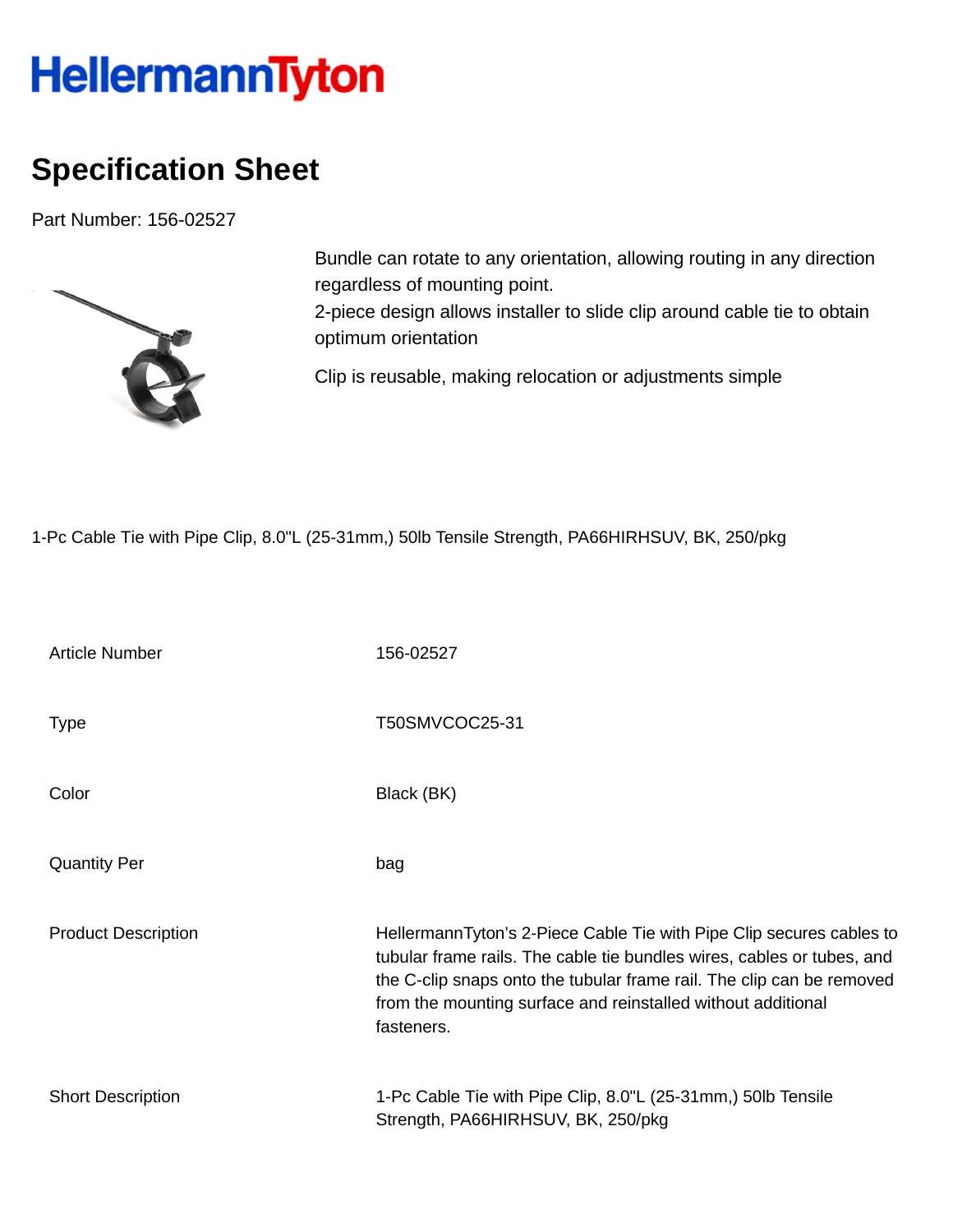HellermannTyton

# Specification Sheet

Part Number: 156-02527

Bundle can rotate to any orientation, allowing routing in any direction regardless of mounting point.
2-piece design allows installer to slide clip around cable tie to obtain optimum orientation

Clip is reusable, making relocation or adjustments simple

1-Pc Cable Tie with Pipe Clip, 8.0"L (25-31mm,) 50lb Tensile Strength, PA66HIRHSUV, BK, 250/pkg

| | |
|---|---|
| Article Number | 156-02527 |
| Type | T50SMVCOC25-31 |
| Color | Black (BK) |
| Quantity Per | bag |
| Product Description | HellermannTyton's 2-Piece Cable Tie with Pipe Clip secures cables to tubular frame rails. The cable tie bundles wires, cables or tubes, and the C-clip snaps onto the tubular frame rail. The clip can be removed from the mounting surface and reinstalled without additional fasteners. |
| Short Description | 1-Pc Cable Tie with Pipe Clip, 8.0"L (25-31mm,) 50lb Tensile Strength, PA66HIRHSUV, BK, 250/pkg |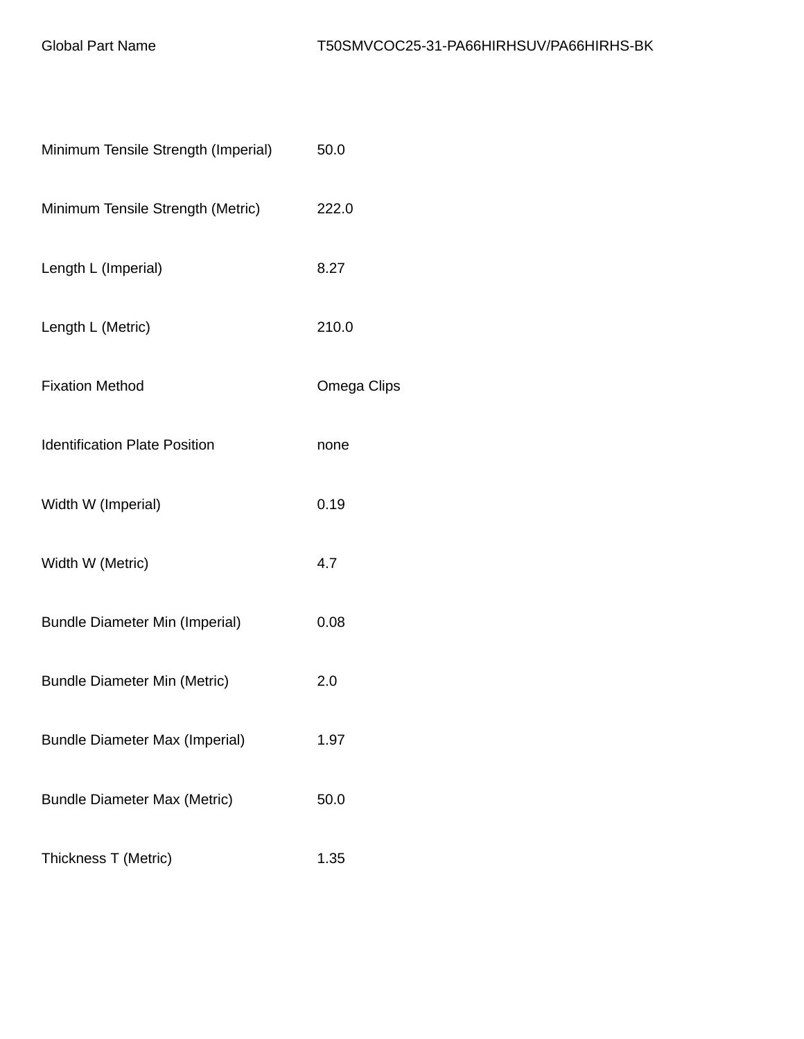| Global Part Name | T50SMVCOC25-31-PA66HIRHSUV/PA66HIRHS-BK |
|---|---|
| Minimum Tensile Strength (Imperial) | 50.0 |
| Minimum Tensile Strength (Metric) | 222.0 |
| Length L (Imperial) | 8.27 |
| Length L (Metric) | 210.0 |
| Fixation Method | Omega Clips |
| Identification Plate Position | none |
| Width W (Imperial) | 0.19 |
| Width W (Metric) | 4.7 |
| Bundle Diameter Min (Imperial) | 0.08 |
| Bundle Diameter Min (Metric) | 2.0 |
| Bundle Diameter Max (Imperial) | 1.97 |
| Bundle Diameter Max (Metric) | 50.0 |
| Thickness T (Metric) | 1.35 |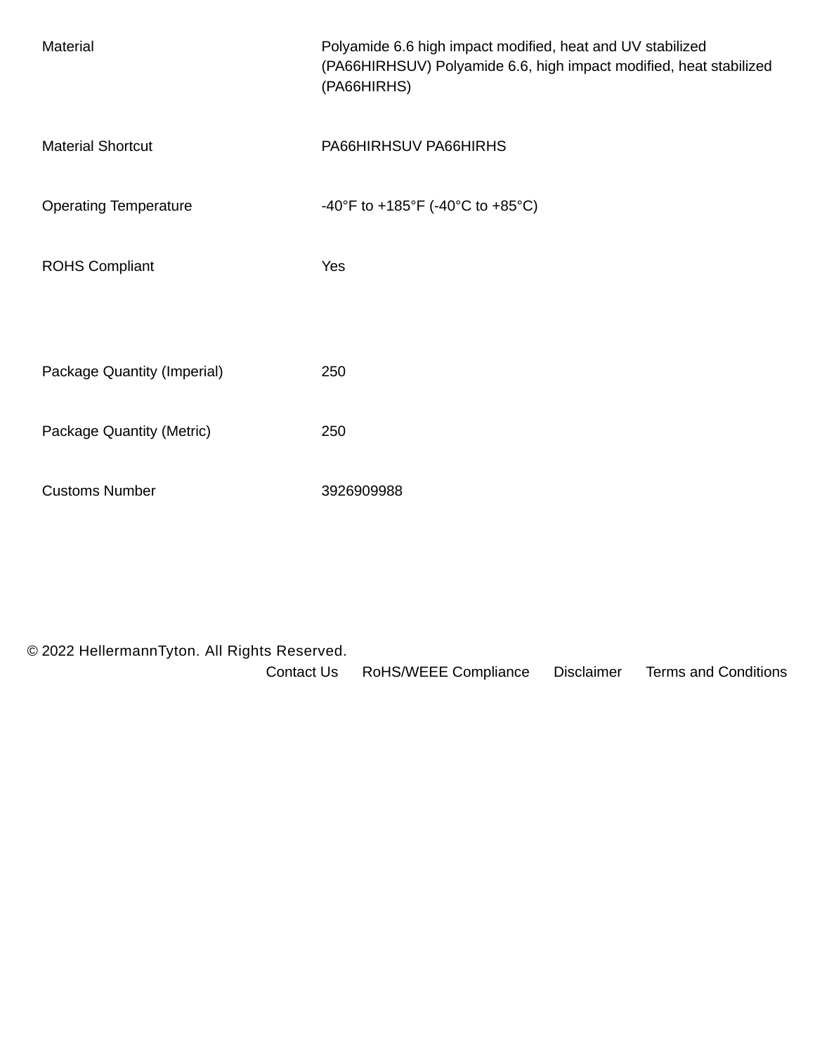| | |
|---|---|
| Material | Polyamide 6.6 high impact modified, heat and UV stabilized (PA66HIRHSUV) Polyamide 6.6, high impact modified, heat stabilized (PA66HIRHS) |
| Material Shortcut | PA66HIRHSUV PA66HIRHS |
| Operating Temperature | -40°F to +185°F (-40°C to +85°C) |
| ROHS Compliant | Yes |
| Package Quantity (Imperial) | 250 |
| Package Quantity (Metric) | 250 |
| Customs Number | 3926909988 |

© 2022 HellermannTyton. All Rights Reserved.

Contact Us RoHS/WEEE Compliance Disclaimer Terms and Conditions